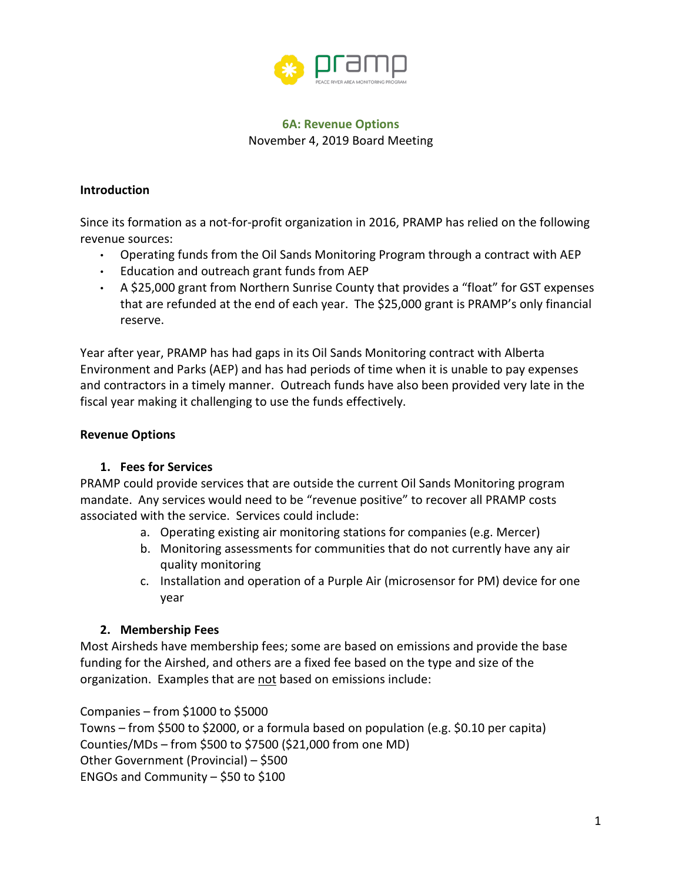**6A: Revenue Options**
November 4, 2019 Board Meeting

**Introduction**

Since its formation as a not-for-profit organization in 2016, PRAMP has relied on the following revenue sources:

- Operating funds from the Oil Sands Monitoring Program through a contract with AEP
- Education and outreach grant funds from AEP
- A $25,000 grant from Northern Sunrise County that provides a "float" for GST expenses that are refunded at the end of each year. The $25,000 grant is PRAMP's only financial reserve.

Year after year, PRAMP has had gaps in its Oil Sands Monitoring contract with Alberta Environment and Parks (AEP) and has had periods of time when it is unable to pay expenses and contractors in a timely manner. Outreach funds have also been provided very late in the fiscal year making it challenging to use the funds effectively.

**Revenue Options**

1. **Fees for Services**

PRAMP could provide services that are outside the current Oil Sands Monitoring program mandate. Any services would need to be "revenue positive" to recover all PRAMP costs associated with the service. Services could include:

   a. Operating existing air monitoring stations for companies (e.g. Mercer)
   b. Monitoring assessments for communities that do not currently have any air quality monitoring
   c. Installation and operation of a Purple Air (microsensor for PM) device for one year

2. **Membership Fees**

Most Airsheds have membership fees; some are based on emissions and provide the base funding for the Airshed, and others are a fixed fee based on the type and size of the organization. Examples that are <u>not</u> based on emissions include:

Companies – from $1000 to $5000
Towns – from $500 to $2000, or a formula based on population (e.g. $0.10 per capita)
Counties/MDs – from $500 to $7500 ($21,000 from one MD)
Other Government (Provincial) – $500
ENGOs and Community – $50 to $100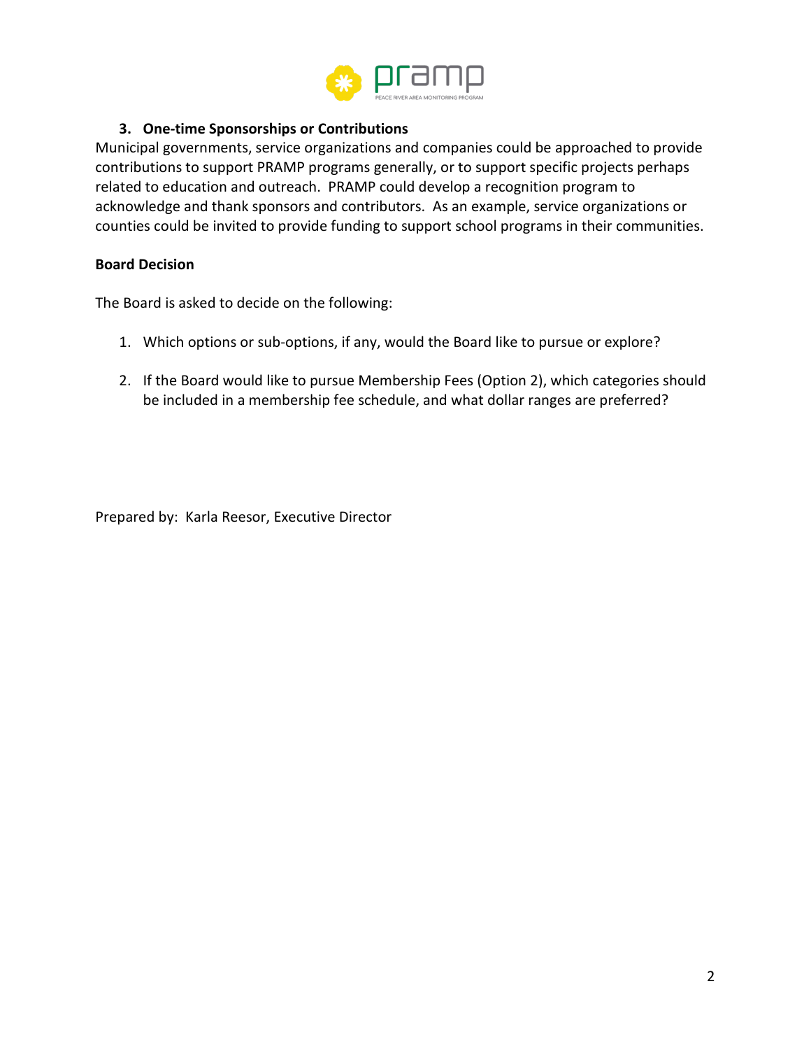### 3. One-time Sponsorships or Contributions

Municipal governments, service organizations and companies could be approached to provide contributions to support PRAMP programs generally, or to support specific projects perhaps related to education and outreach. PRAMP could develop a recognition program to acknowledge and thank sponsors and contributors. As an example, service organizations or counties could be invited to provide funding to support school programs in their communities.

**Board Decision**

The Board is asked to decide on the following:

1. Which options or sub-options, if any, would the Board like to pursue or explore?

2. If the Board would like to pursue Membership Fees (Option 2), which categories should be included in a membership fee schedule, and what dollar ranges are preferred?

Prepared by: Karla Reesor, Executive Director